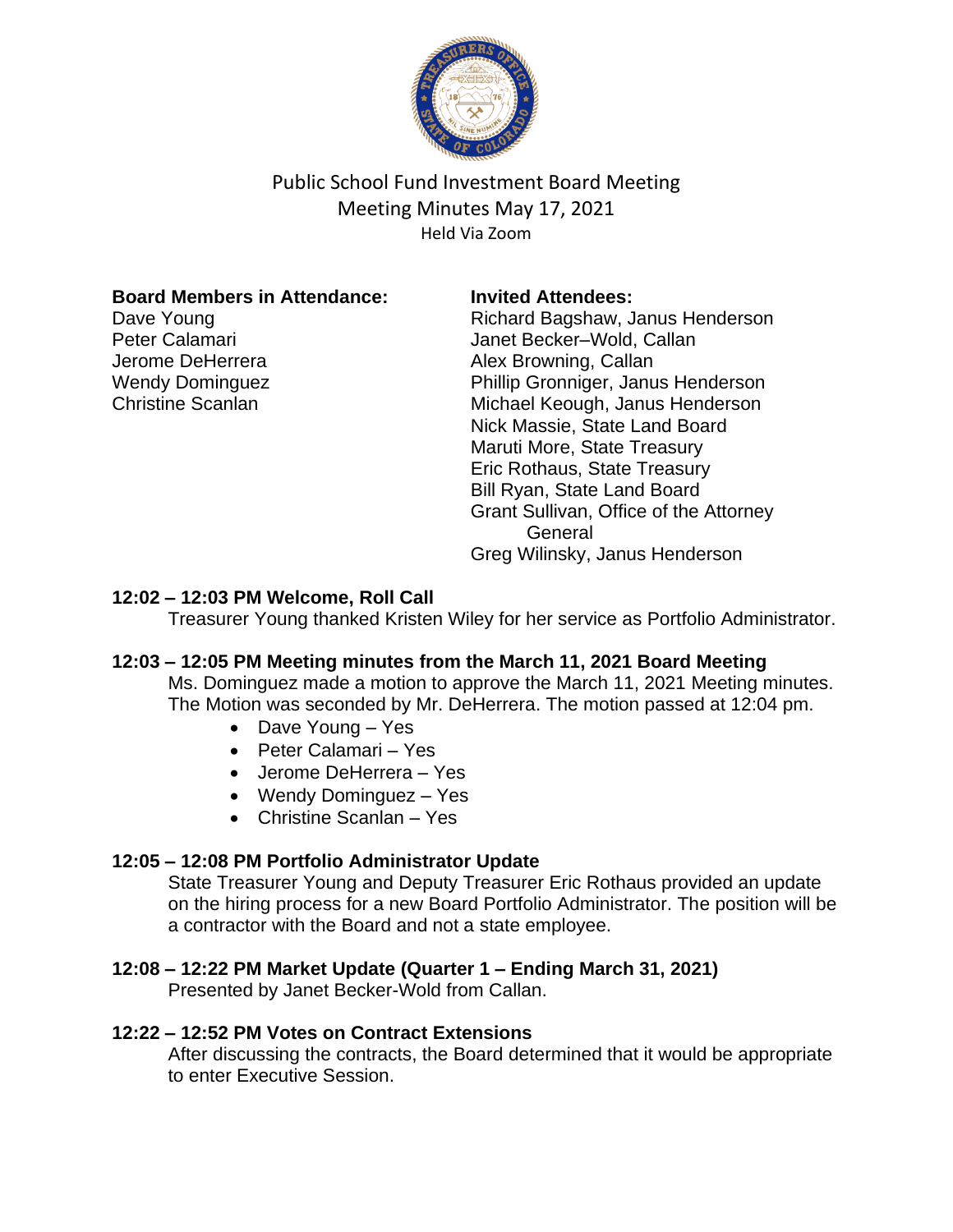# Public School Fund Investment Board Meeting

## Meeting Minutes May 17, 2021

Held Via Zoom

**Board Members in Attendance:**

Dave Young
Peter Calamari
Jerome DeHerrera
Wendy Dominguez
Christine Scanlan

**Invited Attendees:**

Richard Bagshaw, Janus Henderson
Janet Becker–Wold, Callan
Alex Browning, Callan
Phillip Gronniger, Janus Henderson
Michael Keough, Janus Henderson
Nick Massie, State Land Board
Maruti More, State Treasury
Eric Rothaus, State Treasury
Bill Ryan, State Land Board
Grant Sullivan, Office of the Attorney General
Greg Wilinsky, Janus Henderson

**12:02 – 12:03 PM Welcome, Roll Call**

Treasurer Young thanked Kristen Wiley for her service as Portfolio Administrator.

**12:03 – 12:05 PM Meeting minutes from the March 11, 2021 Board Meeting**

Ms. Dominguez made a motion to approve the March 11, 2021 Meeting minutes. The Motion was seconded by Mr. DeHerrera. The motion passed at 12:04 pm.

- Dave Young – Yes
- Peter Calamari – Yes
- Jerome DeHerrera – Yes
- Wendy Dominguez – Yes
- Christine Scanlan – Yes

**12:05 – 12:08 PM Portfolio Administrator Update**

State Treasurer Young and Deputy Treasurer Eric Rothaus provided an update on the hiring process for a new Board Portfolio Administrator. The position will be a contractor with the Board and not a state employee.

**12:08 – 12:22 PM Market Update (Quarter 1 – Ending March 31, 2021)**

Presented by Janet Becker-Wold from Callan.

**12:22 – 12:52 PM Votes on Contract Extensions**

After discussing the contracts, the Board determined that it would be appropriate to enter Executive Session.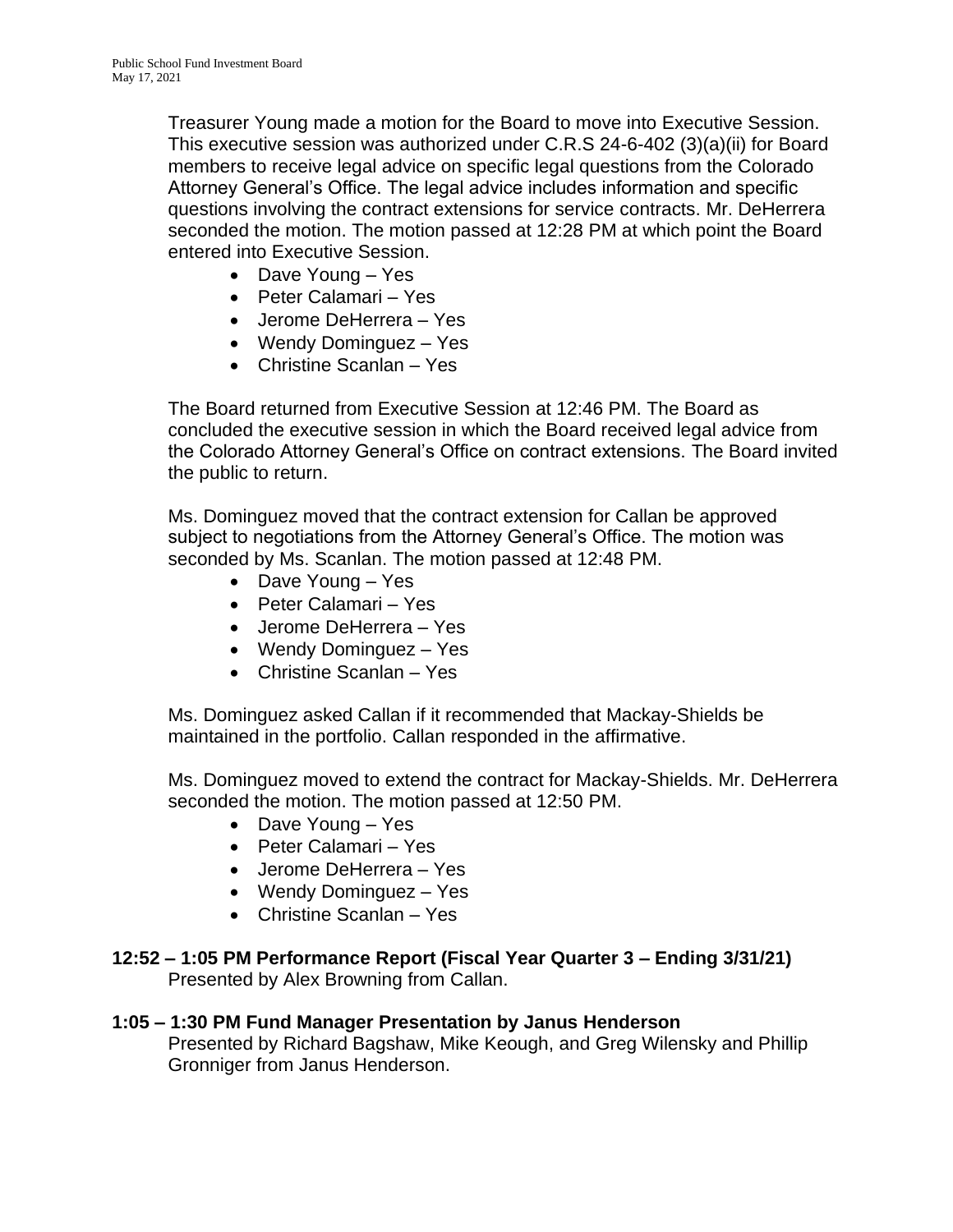Treasurer Young made a motion for the Board to move into Executive Session. This executive session was authorized under C.R.S 24-6-402 (3)(a)(ii) for Board members to receive legal advice on specific legal questions from the Colorado Attorney General's Office. The legal advice includes information and specific questions involving the contract extensions for service contracts. Mr. DeHerrera seconded the motion. The motion passed at 12:28 PM at which point the Board entered into Executive Session.

- Dave Young – Yes
- Peter Calamari – Yes
- Jerome DeHerrera – Yes
- Wendy Dominguez – Yes
- Christine Scanlan – Yes

The Board returned from Executive Session at 12:46 PM. The Board as concluded the executive session in which the Board received legal advice from the Colorado Attorney General's Office on contract extensions. The Board invited the public to return.

Ms. Dominguez moved that the contract extension for Callan be approved subject to negotiations from the Attorney General's Office. The motion was seconded by Ms. Scanlan. The motion passed at 12:48 PM.

- Dave Young – Yes
- Peter Calamari – Yes
- Jerome DeHerrera – Yes
- Wendy Dominguez – Yes
- Christine Scanlan – Yes

Ms. Dominguez asked Callan if it recommended that Mackay-Shields be maintained in the portfolio. Callan responded in the affirmative.

Ms. Dominguez moved to extend the contract for Mackay-Shields. Mr. DeHerrera seconded the motion. The motion passed at 12:50 PM.

- Dave Young – Yes
- Peter Calamari – Yes
- Jerome DeHerrera – Yes
- Wendy Dominguez – Yes
- Christine Scanlan – Yes

**12:52 – 1:05 PM Performance Report (Fiscal Year Quarter 3 – Ending 3/31/21)**
Presented by Alex Browning from Callan.

**1:05 – 1:30 PM Fund Manager Presentation by Janus Henderson**
Presented by Richard Bagshaw, Mike Keough, and Greg Wilensky and Phillip Gronniger from Janus Henderson.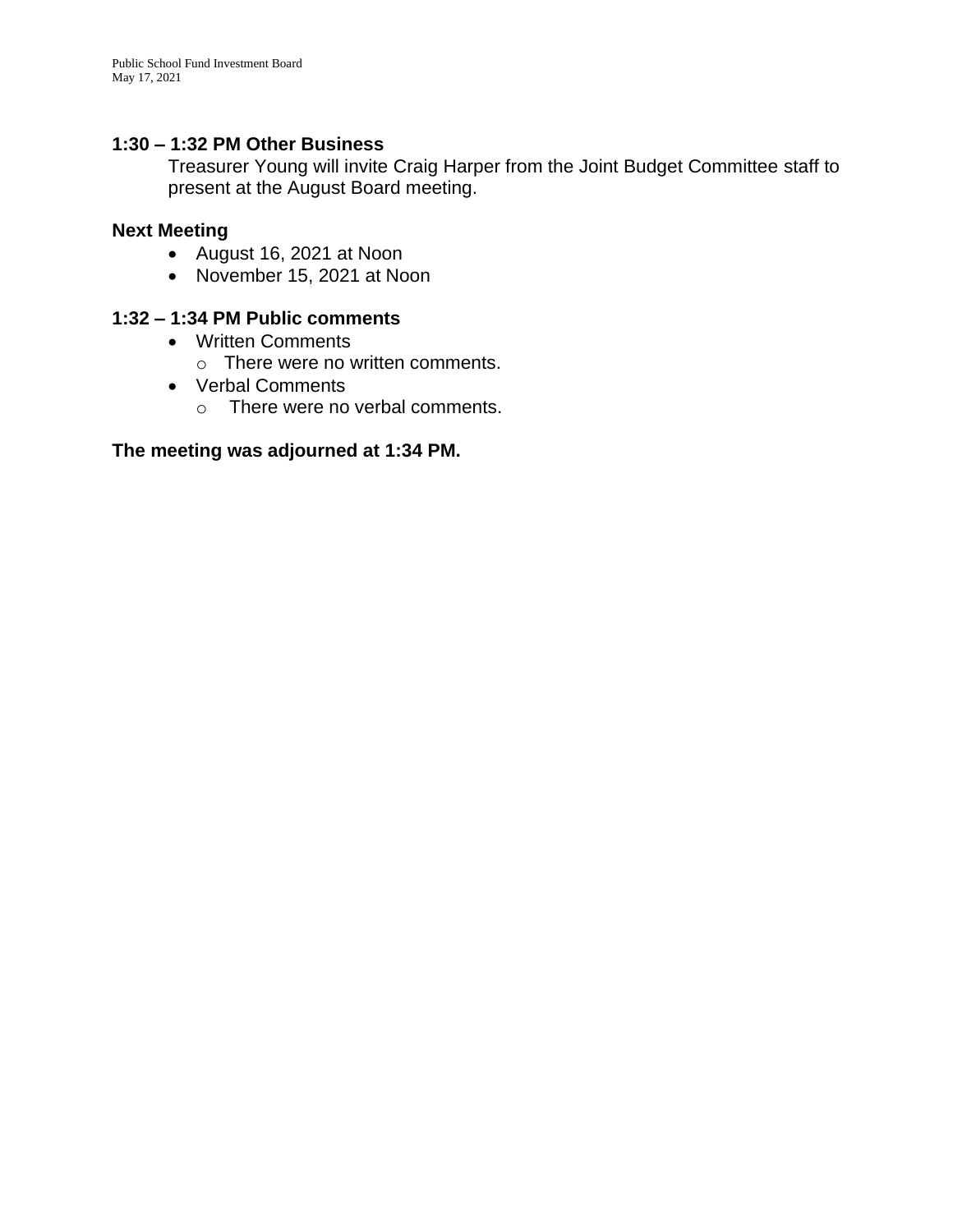### 1:30 – 1:32 PM Other Business

Treasurer Young will invite Craig Harper from the Joint Budget Committee staff to present at the August Board meeting.

### Next Meeting

- August 16, 2021 at Noon
- November 15, 2021 at Noon

### 1:32 – 1:34 PM Public comments

- Written Comments
  - There were no written comments.
- Verbal Comments
  - There were no verbal comments.

**The meeting was adjourned at 1:34 PM.**